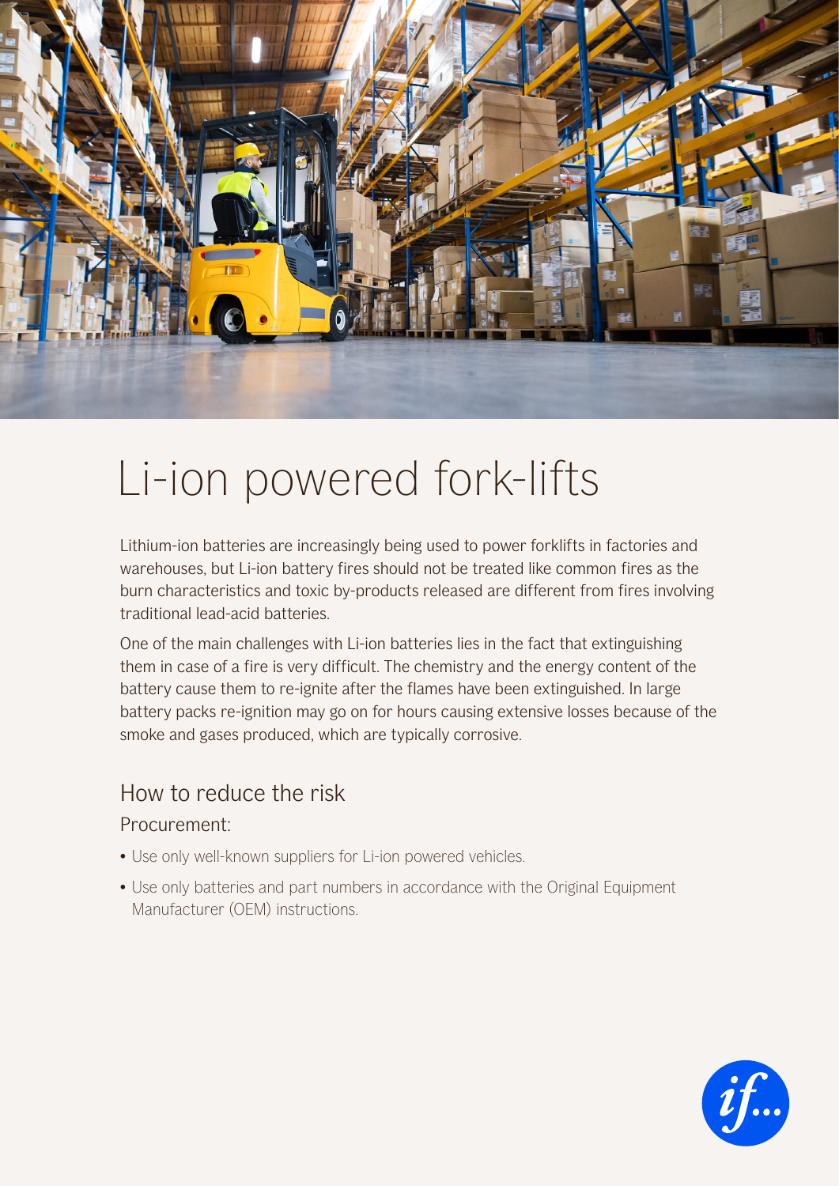# Li-ion powered fork-lifts

Lithium-ion batteries are increasingly being used to power forklifts in factories and warehouses, but Li-ion battery fires should not be treated like common fires as the burn characteristics and toxic by-products released are different from fires involving traditional lead-acid batteries.

One of the main challenges with Li-ion batteries lies in the fact that extinguishing them in case of a fire is very difficult. The chemistry and the energy content of the battery cause them to re-ignite after the flames have been extinguished. In large battery packs re-ignition may go on for hours causing extensive losses because of the smoke and gases produced, which are typically corrosive.

## How to reduce the risk

### Procurement:

- Use only well-known suppliers for Li-ion powered vehicles.
- Use only batteries and part numbers in accordance with the Original Equipment Manufacturer (OEM) instructions.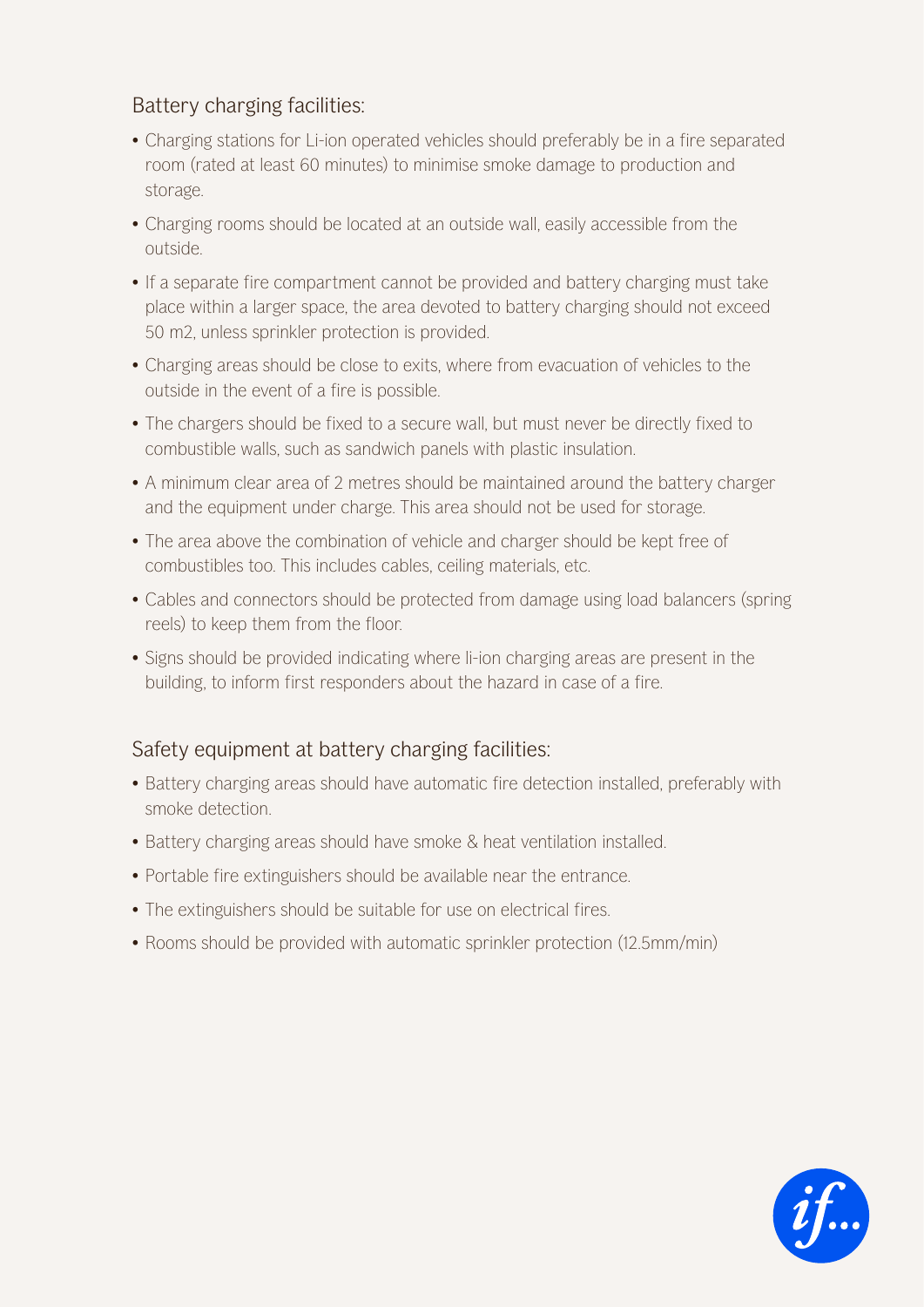## Battery charging facilities:

- Charging stations for Li-ion operated vehicles should preferably be in a fire separated room (rated at least 60 minutes) to minimise smoke damage to production and storage.
- Charging rooms should be located at an outside wall, easily accessible from the outside.
- If a separate fire compartment cannot be provided and battery charging must take place within a larger space, the area devoted to battery charging should not exceed 50 m2, unless sprinkler protection is provided.
- Charging areas should be close to exits, where from evacuation of vehicles to the outside in the event of a fire is possible.
- The chargers should be fixed to a secure wall, but must never be directly fixed to combustible walls, such as sandwich panels with plastic insulation.
- A minimum clear area of 2 metres should be maintained around the battery charger and the equipment under charge. This area should not be used for storage.
- The area above the combination of vehicle and charger should be kept free of combustibles too. This includes cables, ceiling materials, etc.
- Cables and connectors should be protected from damage using load balancers (spring reels) to keep them from the floor.
- Signs should be provided indicating where li-ion charging areas are present in the building, to inform first responders about the hazard in case of a fire.

## Safety equipment at battery charging facilities:

- Battery charging areas should have automatic fire detection installed, preferably with smoke detection.
- Battery charging areas should have smoke & heat ventilation installed.
- Portable fire extinguishers should be available near the entrance.
- The extinguishers should be suitable for use on electrical fires.
- Rooms should be provided with automatic sprinkler protection (12.5mm/min)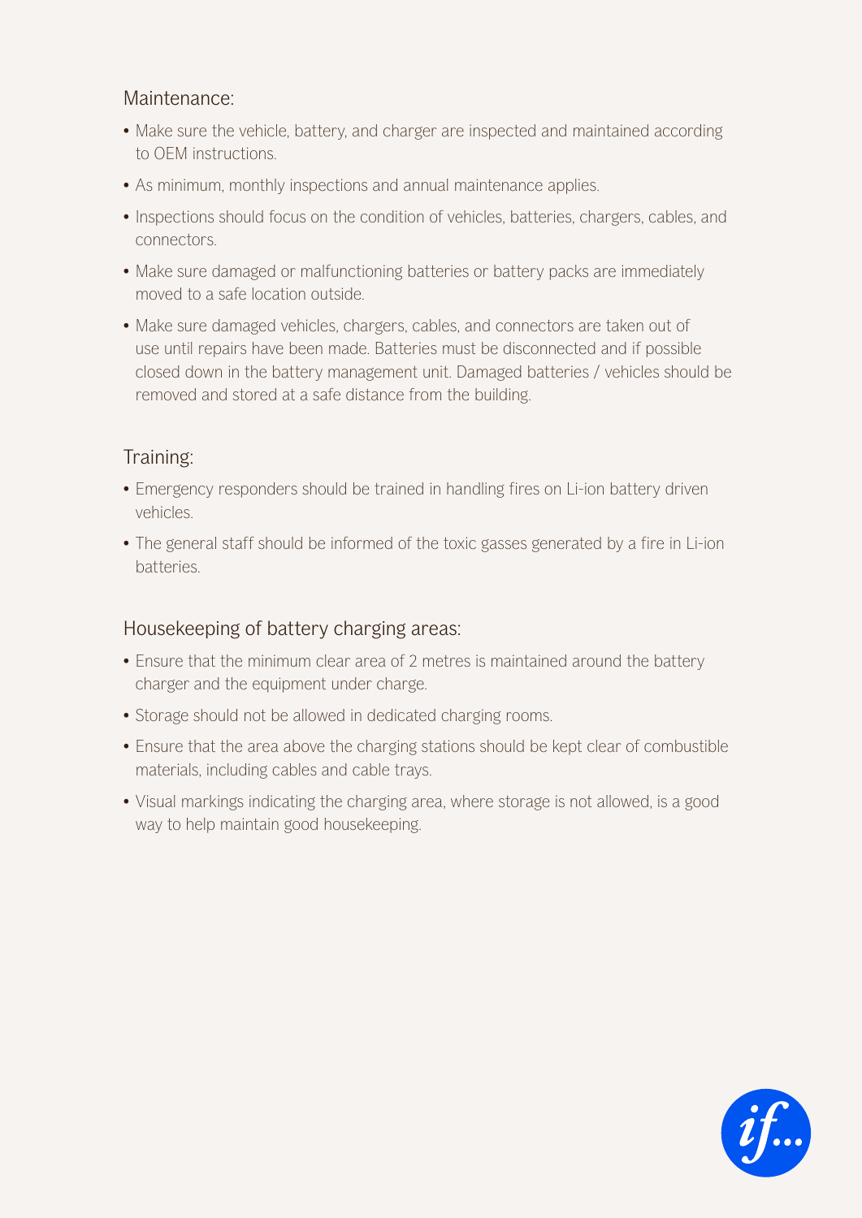## Maintenance:

- Make sure the vehicle, battery, and charger are inspected and maintained according to OEM instructions.
- As minimum, monthly inspections and annual maintenance applies.
- Inspections should focus on the condition of vehicles, batteries, chargers, cables, and connectors.
- Make sure damaged or malfunctioning batteries or battery packs are immediately moved to a safe location outside.
- Make sure damaged vehicles, chargers, cables, and connectors are taken out of use until repairs have been made. Batteries must be disconnected and if possible closed down in the battery management unit. Damaged batteries / vehicles should be removed and stored at a safe distance from the building.

## Training:

- Emergency responders should be trained in handling fires on Li-ion battery driven vehicles.
- The general staff should be informed of the toxic gasses generated by a fire in Li-ion batteries.

## Housekeeping of battery charging areas:

- Ensure that the minimum clear area of 2 metres is maintained around the battery charger and the equipment under charge.
- Storage should not be allowed in dedicated charging rooms.
- Ensure that the area above the charging stations should be kept clear of combustible materials, including cables and cable trays.
- Visual markings indicating the charging area, where storage is not allowed, is a good way to help maintain good housekeeping.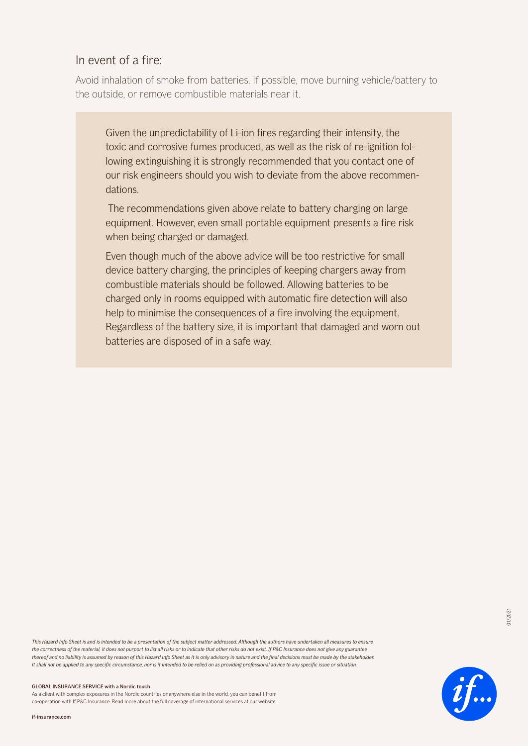## In event of a fire:

Avoid inhalation of smoke from batteries. If possible, move burning vehicle/battery to the outside, or remove combustible materials near it.

Given the unpredictability of Li-ion fires regarding their intensity, the toxic and corrosive fumes produced, as well as the risk of re-ignition following extinguishing it is strongly recommended that you contact one of our risk engineers should you wish to deviate from the above recommendations.

The recommendations given above relate to battery charging on large equipment. However, even small portable equipment presents a fire risk when being charged or damaged.

Even though much of the above advice will be too restrictive for small device battery charging, the principles of keeping chargers away from combustible materials should be followed. Allowing batteries to be charged only in rooms equipped with automatic fire detection will also help to minimise the consequences of a fire involving the equipment. Regardless of the battery size, it is important that damaged and worn out batteries are disposed of in a safe way.

*This Hazard Info Sheet is and is intended to be a presentation of the subject matter addressed. Although the authors have undertaken all measures to ensure the correctness of the material, it does not purport to list all risks or to indicate that other risks do not exist. If P&C Insurance does not give any guarantee thereof and no liability is assumed by reason of this Hazard Info Sheet as it is only advisory in nature and the final decisions must be made by the stakeholder. It shall not be applied to any specific circumstance, nor is it intended to be relied on as providing professional advice to any specific issue or situation.*

**GLOBAL INSURANCE SERVICE with a Nordic touch**

As a client with complex exposures in the Nordic countries or anywhere else in the world, you can benefit from co-operation with If P&C Insurance. Read more about the full coverage of international services at our website.

**if-insurance.com**

01/2021